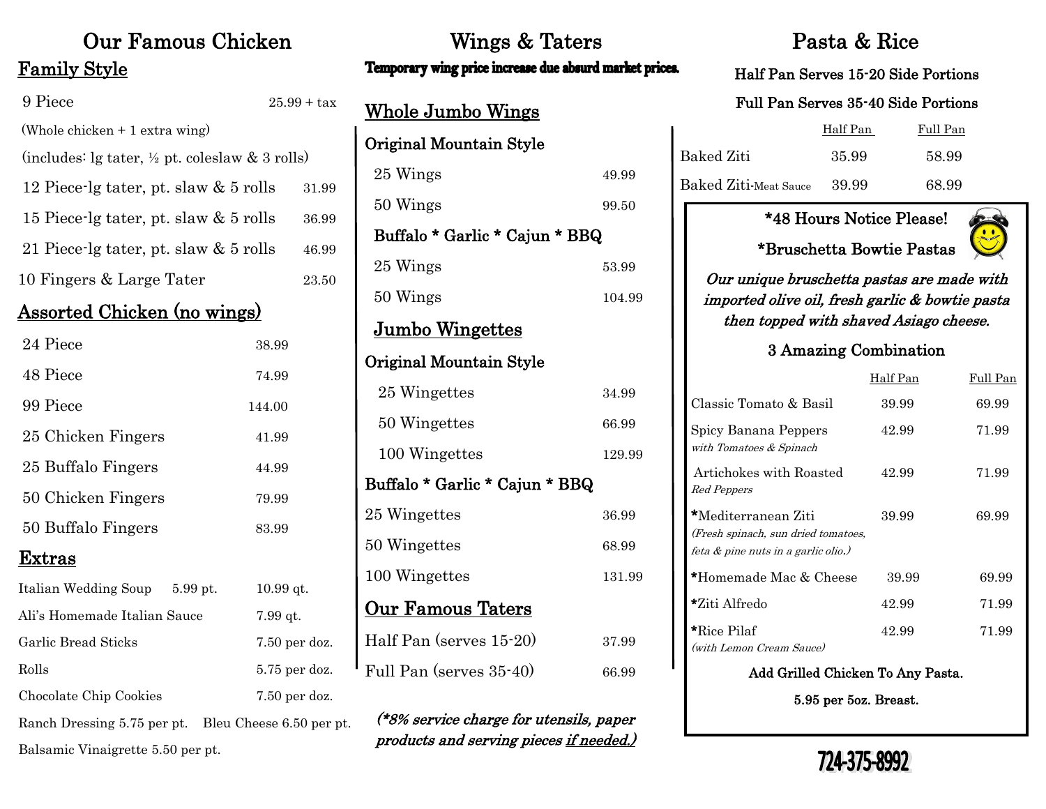# Our Famous Chicken

## Family Style

| Item | Price |
|---|---|
| 9 Piece | 25.99 + tax |

(Whole chicken + 1 extra wing)

(includes: lg tater, ½ pt. coleslaw & 3 rolls)

| Item | Price |
|---|---|
| 12 Piece-lg tater, pt. slaw & 5 rolls | 31.99 |
| 15 Piece-lg tater, pt. slaw & 5 rolls | 36.99 |
| 21 Piece-lg tater, pt. slaw & 5 rolls | 46.99 |
| 10 Fingers & Large Tater | 23.50 |

## Assorted Chicken (no wings)

| Item | Price |
|---|---|
| 24 Piece | 38.99 |
| 48 Piece | 74.99 |
| 99 Piece | 144.00 |
| 25 Chicken Fingers | 41.99 |
| 25 Buffalo Fingers | 44.99 |
| 50 Chicken Fingers | 79.99 |
| 50 Buffalo Fingers | 83.99 |

## Extras

| Item | Price | Price |
|---|---|---|
| Italian Wedding Soup | 5.99 pt. | 10.99 qt. |
| Ali's Homemade Italian Sauce | | 7.99 qt. |
| Garlic Bread Sticks | | 7.50 per doz. |
| Rolls | | 5.75 per doz. |
| Chocolate Chip Cookies | | 7.50 per doz. |

Ranch Dressing 5.75 per pt. Bleu Cheese 6.50 per pt.

Balsamic Vinaigrette 5.50 per pt.

# Wings & Taters

**Temporary wing price increase due absurd market prices.**

## Whole Jumbo Wings

### Original Mountain Style

| Item | Price |
|---|---|
| 25 Wings | 49.99 |
| 50 Wings | 99.50 |

### Buffalo * Garlic * Cajun * BBQ

| Item | Price |
|---|---|
| 25 Wings | 53.99 |
| 50 Wings | 104.99 |

## Jumbo Wingettes

### Original Mountain Style

| Item | Price |
|---|---|
| 25 Wingettes | 34.99 |
| 50 Wingettes | 66.99 |
| 100 Wingettes | 129.99 |

### Buffalo * Garlic * Cajun * BBQ

| Item | Price |
|---|---|
| 25 Wingettes | 36.99 |
| 50 Wingettes | 68.99 |
| 100 Wingettes | 131.99 |

## Our Famous Taters

| Item | Price |
|---|---|
| Half Pan (serves 15-20) | 37.99 |
| Full Pan (serves 35-40) | 66.99 |

*(*8% service charge for utensils, paper products and serving pieces if needed.)*

# Pasta & Rice

**Half Pan Serves 15-20 Side Portions**

**Full Pan Serves 35-40 Side Portions**

| | Half Pan | Full Pan |
|---|---|---|
| Baked Ziti | 35.99 | 58.99 |
| Baked Ziti-Meat Sauce | 39.99 | 68.99 |

**\*48 Hours Notice Please!**

**\*Bruschetta Bowtie Pastas**

***Our unique bruschetta pastas are made with imported olive oil, fresh garlic & bowtie pasta then topped with shaved Asiago cheese.***

**3 Amazing Combination**

| | Half Pan | Full Pan |
|---|---|---|
| Classic Tomato & Basil | 39.99 | 69.99 |
| Spicy Banana Peppers *with Tomatoes & Spinach* | 42.99 | 71.99 |
| Artichokes with Roasted *Red Peppers* | 42.99 | 71.99 |
| *Mediterranean Ziti *(Fresh spinach, sun dried tomatoes, feta & pine nuts in a garlic olio.)* | 39.99 | 69.99 |
| *Homemade Mac & Cheese | 39.99 | 69.99 |
| *Ziti Alfredo | 42.99 | 71.99 |
| *Rice Pilaf *(with Lemon Cream Sauce)* | 42.99 | 71.99 |

**Add Grilled Chicken To Any Pasta.**

**5.95 per 5oz. Breast.**

**724-375-8992**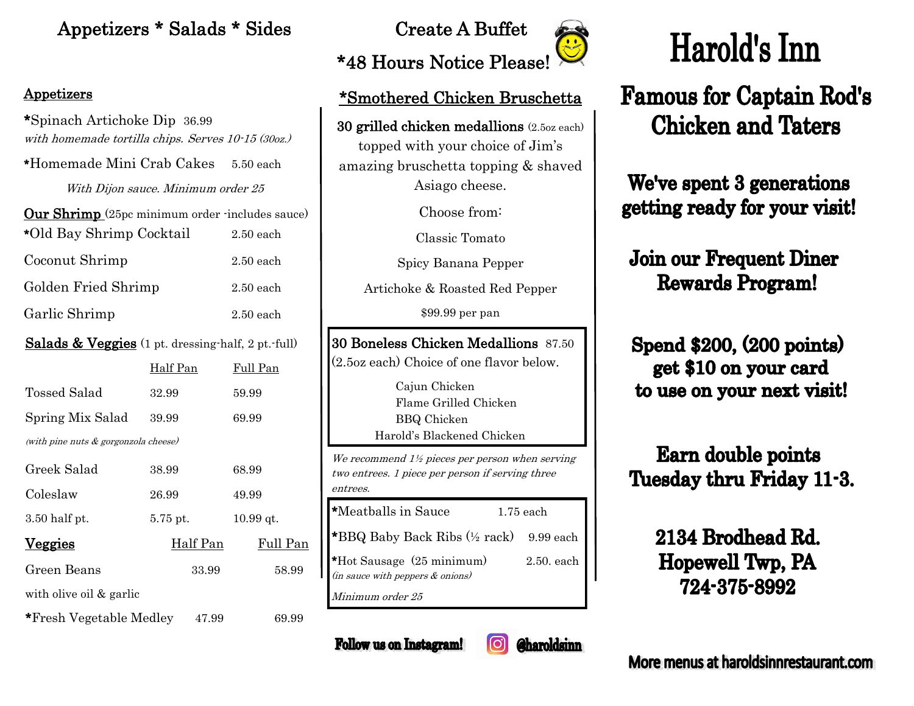# Appetizers * Salads * Sides

## Appetizers

*Spinach Artichoke Dip 36.99
*with homemade tortilla chips. Serves 10-15 (30oz.)*

*Homemade Mini Crab Cakes 5.50 each
*With Dijon sauce. Minimum order 25*

## Our Shrimp (25pc minimum order -includes sauce)

| | |
|---|---|
| *Old Bay Shrimp Cocktail | 2.50 each |
| Coconut Shrimp | 2.50 each |
| Golden Fried Shrimp | 2.50 each |
| Garlic Shrimp | 2.50 each |

## Salads & Veggies (1 pt. dressing-half, 2 pt.-full)

| | Half Pan | Full Pan |
|---|---|---|
| Tossed Salad | 32.99 | 59.99 |
| Spring Mix Salad *(with pine nuts & gorgonzola cheese)* | 39.99 | 69.99 |
| Greek Salad | 38.99 | 68.99 |
| Coleslaw | 26.99 | 49.99 |
| 3.50 half pt. | 5.75 pt. | 10.99 qt. |

## Veggies

| | Half Pan | Full Pan |
|---|---|---|
| Green Beans with olive oil & garlic | 33.99 | 58.99 |
| *Fresh Vegetable Medley | 47.99 | 69.99 |

# Create A Buffet

*48 Hours Notice Please!

## *Smothered Chicken Bruschetta

**30 grilled chicken medallions** (2.5oz each) topped with your choice of Jim's amazing bruschetta topping & shaved Asiago cheese.

Choose from:

Classic Tomato

Spicy Banana Pepper

Artichoke & Roasted Red Pepper

$99.99 per pan

30 Boneless Chicken Medallions 87.50
(2.5oz each) Choice of one flavor below.

- Cajun Chicken
- Flame Grilled Chicken
- BBQ Chicken
- Harold's Blackened Chicken

*We recommend 1½ pieces per person when serving two entrees. 1 piece per person if serving three entrees.*

| | |
|---|---|
| *Meatballs in Sauce | 1.75 each |
| *BBQ Baby Back Ribs (½ rack) | 9.99 each |
| *Hot Sausage (25 minimum) *(in sauce with peppers & onions)* | 2.50. each |

*Minimum order 25*

**Follow us on Instagram!** **@haroldsinn**

# Harold's Inn

## Famous for Captain Rod's Chicken and Taters

**We've spent 3 generations getting ready for your visit!**

**Join our Frequent Diner Rewards Program!**

**Spend $200, (200 points) get $10 on your card to use on your next visit!**

**Earn double points Tuesday thru Friday 11-3.**

**2134 Brodhead Rd.**
**Hopewell Twp, PA**
**724-375-8992**

**More menus at haroldsinnrestaurant.com**